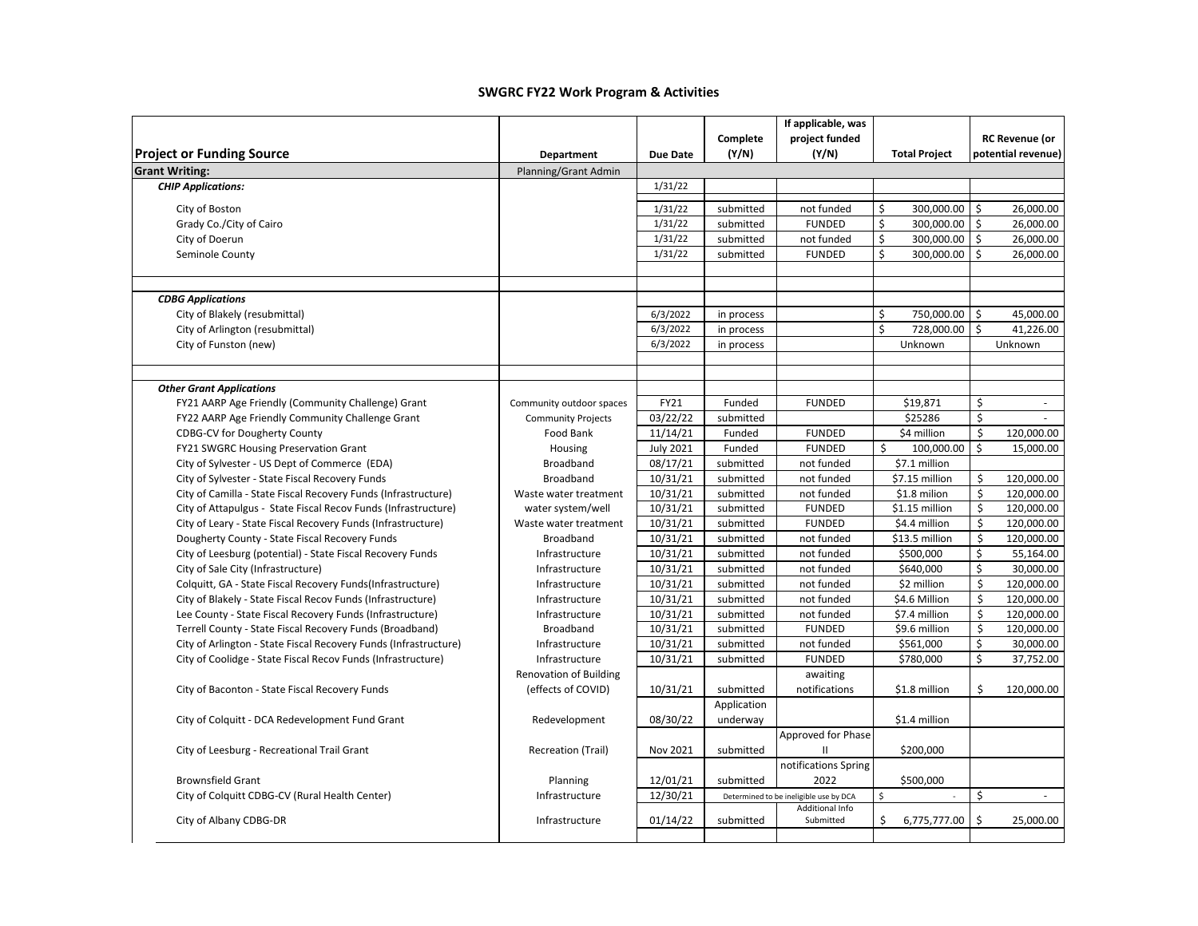## SWGRC FY22 Work Program & Activities

| Project or Funding Source | Department | Due Date | Complete (Y/N) | If applicable, was project funded (Y/N) | Total Project | RC Revenue (or potential revenue) |
|---|---|---|---|---|---|---|
| **Grant Writing:** | Planning/Grant Admin | | | | | |
| ***CHIP Applications:*** | | 1/31/22 | | | | |
| City of Boston | | 1/31/22 | submitted | not funded | $ 300,000.00 | $ 26,000.00 |
| Grady Co./City of Cairo | | 1/31/22 | submitted | FUNDED | $ 300,000.00 | $ 26,000.00 |
| City of Doerun | | 1/31/22 | submitted | not funded | $ 300,000.00 | $ 26,000.00 |
| Seminole County | | 1/31/22 | submitted | FUNDED | $ 300,000.00 | $ 26,000.00 |
| | | | | | | |
| ***CDBG Applications*** | | | | | | |
| City of Blakely (resubmittal) | | 6/3/2022 | in process | | $ 750,000.00 | $ 45,000.00 |
| City of Arlington (resubmittal) | | 6/3/2022 | in process | | $ 728,000.00 | $ 41,226.00 |
| City of Funston (new) | | 6/3/2022 | in process | | Unknown | Unknown |
| | | | | | | |
| ***Other Grant Applications*** | | | | | | |
| FY21 AARP Age Friendly (Community Challenge) Grant | Community outdoor spaces | FY21 | Funded | FUNDED | $19,871 | $ - |
| FY22 AARP Age Friendly Community Challenge Grant | Community Projects | 03/22/22 | submitted | | $25286 | $ - |
| CDBG-CV for Dougherty County | Food Bank | 11/14/21 | Funded | FUNDED | $4 million | $ 120,000.00 |
| FY21 SWGRC Housing Preservation Grant | Housing | July 2021 | Funded | FUNDED | $ 100,000.00 | $ 15,000.00 |
| City of Sylvester - US Dept of Commerce (EDA) | Broadband | 08/17/21 | submitted | not funded | $7.1 million | |
| City of Sylvester - State Fiscal Recovery Funds | Broadband | 10/31/21 | submitted | not funded | $7.15 million | $ 120,000.00 |
| City of Camilla - State Fiscal Recovery Funds (Infrastructure) | Waste water treatment | 10/31/21 | submitted | not funded | $1.8 milion | $ 120,000.00 |
| City of Attapulgus - State Fiscal Recov Funds (Infrastructure) | water system/well | 10/31/21 | submitted | FUNDED | $1.15 million | $ 120,000.00 |
| City of Leary - State Fiscal Recovery Funds (Infrastructure) | Waste water treatment | 10/31/21 | submitted | FUNDED | $4.4 million | $ 120,000.00 |
| Dougherty County - State Fiscal Recovery Funds | Broadband | 10/31/21 | submitted | not funded | $13.5 million | $ 120,000.00 |
| City of Leesburg (potential) - State Fiscal Recovery Funds | Infrastructure | 10/31/21 | submitted | not funded | $500,000 | $ 55,164.00 |
| City of Sale City (Infrastructure) | Infrastructure | 10/31/21 | submitted | not funded | $640,000 | $ 30,000.00 |
| Colquitt, GA - State Fiscal Recovery Funds(Infrastructure) | Infrastructure | 10/31/21 | submitted | not funded | $2 million | $ 120,000.00 |
| City of Blakely - State Fiscal Recov Funds (Infrastructure) | Infrastructure | 10/31/21 | submitted | not funded | $4.6 Million | $ 120,000.00 |
| Lee County - State Fiscal Recovery Funds (Infrastructure) | Infrastructure | 10/31/21 | submitted | not funded | $7.4 million | $ 120,000.00 |
| Terrell County - State Fiscal Recovery Funds (Broadband) | Broadband | 10/31/21 | submitted | FUNDED | $9.6 million | $ 120,000.00 |
| City of Arlington - State Fiscal Recovery Funds (Infrastructure) | Infrastructure | 10/31/21 | submitted | not funded | $561,000 | $ 30,000.00 |
| City of Coolidge - State Fiscal Recov Funds (Infrastructure) | Infrastructure | 10/31/21 | submitted | FUNDED | $780,000 | $ 37,752.00 |
| City of Baconton - State Fiscal Recovery Funds | Renovation of Building (effects of COVID) | 10/31/21 | submitted | awaiting notifications | $1.8 million | $ 120,000.00 |
| City of Colquitt - DCA Redevelopment Fund Grant | Redevelopment | 08/30/22 | Application underway | | $1.4 million | |
| City of Leesburg - Recreational Trail Grant | Recreation (Trail) | Nov 2021 | submitted | Approved for Phase II | $200,000 | |
| Brownsfield Grant | Planning | 12/01/21 | submitted | notifications Spring 2022 | $500,000 | |
| City of Colquitt CDBG-CV (Rural Health Center) | Infrastructure | 12/30/21 | Determined to be ineligible use by DCA | | $ - | $ - |
| City of Albany CDBG-DR | Infrastructure | 01/14/22 | submitted | Additional Info Submitted | $ 6,775,777.00 | $ 25,000.00 |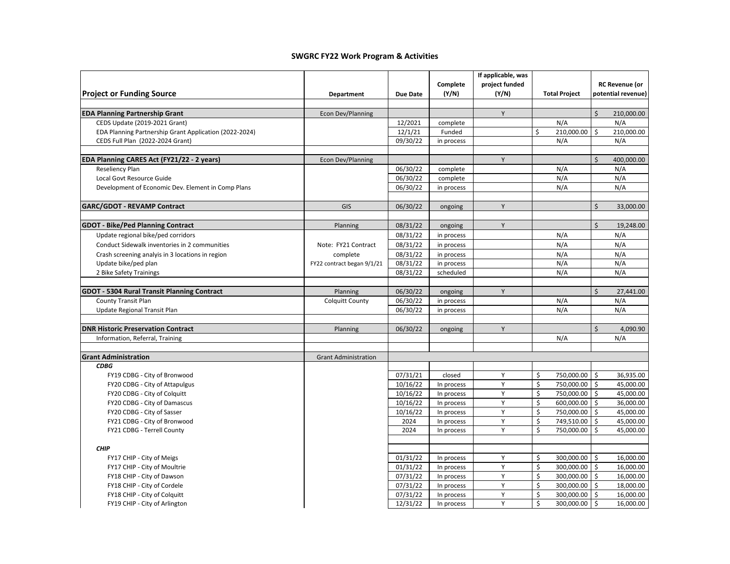# SWGRC FY22 Work Program & Activities

| Project or Funding Source | Department | Due Date | Complete (Y/N) | If applicable, was project funded (Y/N) | Total Project | RC Revenue (or potential revenue) |
|---|---|---|---|---|---|---|
| **EDA Planning Partnership Grant** | Econ Dev/Planning | | | Y | | $ 210,000.00 |
| CEDS Update (2019-2021 Grant) | | 12/2021 | complete | | N/A | N/A |
| EDA Planning Partnership Grant Application (2022-2024) | | 12/1/21 | Funded | | $ 210,000.00 | $ 210,000.00 |
| CEDS Full Plan (2022-2024 Grant) | | 09/30/22 | in process | | N/A | N/A |
| **EDA Planning CARES Act (FY21/22 - 2 years)** | Econ Dev/Planning | | | Y | | $ 400,000.00 |
| Reseliency Plan | | 06/30/22 | complete | | N/A | N/A |
| Local Govt Resource Guide | | 06/30/22 | complete | | N/A | N/A |
| Development of Economic Dev. Element in Comp Plans | | 06/30/22 | in process | | N/A | N/A |
| **GARC/GDOT - REVAMP Contract** | GIS | 06/30/22 | ongoing | Y | | $ 33,000.00 |
| **GDOT - Bike/Ped Planning Contract** | Planning | 08/31/22 | ongoing | Y | | $ 19,248.00 |
| Update regional bike/ped corridors | | 08/31/22 | in process | | N/A | N/A |
| Conduct Sidewalk inventories in 2 communities | Note: FY21 Contract | 08/31/22 | in process | | N/A | N/A |
| Crash screening analyis in 3 locations in region | complete | 08/31/22 | in process | | N/A | N/A |
| Update bike/ped plan | FY22 contract began 9/1/21 | 08/31/22 | in process | | N/A | N/A |
| 2 Bike Safety Trainings | | 08/31/22 | scheduled | | N/A | N/A |
| **GDOT - 5304 Rural Transit Planning Contract** | Planning | 06/30/22 | ongoing | Y | | $ 27,441.00 |
| County Transit Plan | Colquitt County | 06/30/22 | in process | | N/A | N/A |
| Update Regional Transit Plan | | 06/30/22 | in process | | N/A | N/A |
| **DNR Historic Preservation Contract** | Planning | 06/30/22 | ongoing | Y | | $ 4,090.90 |
| Information, Referral, Training | | | | | N/A | N/A |
| **Grant Administration** | Grant Administration | | | | | |
| ***CDBG*** | | | | | | |
| FY19 CDBG - City of Bronwood | | 07/31/21 | closed | Y | $ 750,000.00 | $ 36,935.00 |
| FY20 CDBG - City of Attapulgus | | 10/16/22 | In process | Y | $ 750,000.00 | $ 45,000.00 |
| FY20 CDBG - City of Colquitt | | 10/16/22 | In process | Y | $ 750,000.00 | $ 45,000.00 |
| FY20 CDBG - City of Damascus | | 10/16/22 | In process | Y | $ 600,000.00 | $ 36,000.00 |
| FY20 CDBG - City of Sasser | | 10/16/22 | In process | Y | $ 750,000.00 | $ 45,000.00 |
| FY21 CDBG - City of Bronwood | | 2024 | In process | Y | $ 749,510.00 | $ 45,000.00 |
| FY21 CDBG - Terrell County | | 2024 | In process | Y | $ 750,000.00 | $ 45,000.00 |
| ***CHIP*** | | | | | | |
| FY17 CHIP - City of Meigs | | 01/31/22 | In process | Y | $ 300,000.00 | $ 16,000.00 |
| FY17 CHIP - City of Moultrie | | 01/31/22 | In process | Y | $ 300,000.00 | $ 16,000.00 |
| FY18 CHIP - City of Dawson | | 07/31/22 | In process | Y | $ 300,000.00 | $ 16,000.00 |
| FY18 CHIP - City of Cordele | | 07/31/22 | In process | Y | $ 300,000.00 | $ 18,000.00 |
| FY18 CHIP - City of Colquitt | | 07/31/22 | In process | Y | $ 300,000.00 | $ 16,000.00 |
| FY19 CHIP - City of Arlington | | 12/31/22 | In process | Y | $ 300,000.00 | $ 16,000.00 |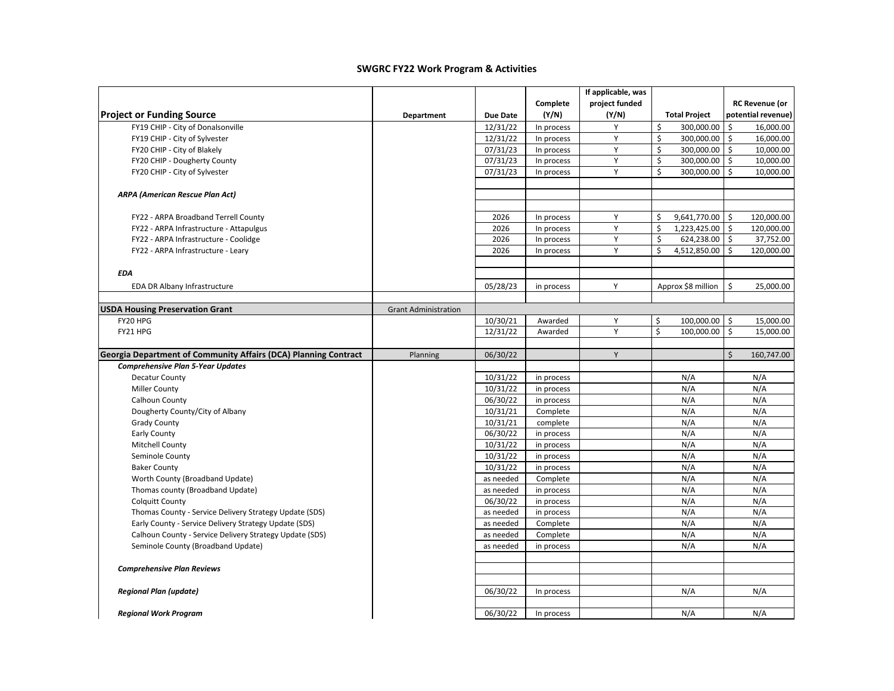## SWGRC FY22 Work Program & Activities

| Project or Funding Source | Department | Due Date | Complete (Y/N) | If applicable, was project funded (Y/N) | Total Project | RC Revenue (or potential revenue) |
|---|---|---|---|---|---|---|
| FY19 CHIP - City of Donalsonville | | 12/31/22 | In process | Y | $ 300,000.00 | $ 16,000.00 |
| FY19 CHIP - City of Sylvester | | 12/31/22 | In process | Y | $ 300,000.00 | $ 16,000.00 |
| FY20 CHIP - City of Blakely | | 07/31/23 | In process | Y | $ 300,000.00 | $ 10,000.00 |
| FY20 CHIP - Dougherty County | | 07/31/23 | In process | Y | $ 300,000.00 | $ 10,000.00 |
| FY20 CHIP - City of Sylvester | | 07/31/23 | In process | Y | $ 300,000.00 | $ 10,000.00 |
| ***ARPA (American Rescue Plan Act)*** | | | | | | |
| FY22 - ARPA Broadband Terrell County | | 2026 | In process | Y | $ 9,641,770.00 | $ 120,000.00 |
| FY22 - ARPA Infrastructure - Attapulgus | | 2026 | In process | Y | $ 1,223,425.00 | $ 120,000.00 |
| FY22 - ARPA Infrastructure - Coolidge | | 2026 | In process | Y | $ 624,238.00 | $ 37,752.00 |
| FY22 - ARPA Infrastructure - Leary | | 2026 | In process | Y | $ 4,512,850.00 | $ 120,000.00 |
| ***EDA*** | | | | | | |
| EDA DR Albany Infrastructure | | 05/28/23 | in process | Y | Approx $8 million | $ 25,000.00 |
| **USDA Housing Preservation Grant** | Grant Administration | | | | | |
| FY20 HPG | | 10/30/21 | Awarded | Y | $ 100,000.00 | $ 15,000.00 |
| FY21 HPG | | 12/31/22 | Awarded | Y | $ 100,000.00 | $ 15,000.00 |
| **Georgia Department of Community Affairs (DCA) Planning Contract** | Planning | 06/30/22 | | Y | | $ 160,747.00 |
| ***Comprehensive Plan 5-Year Updates*** | | | | | | |
| Decatur County | | 10/31/22 | in process | | N/A | N/A |
| Miller County | | 10/31/22 | in process | | N/A | N/A |
| Calhoun County | | 06/30/22 | in process | | N/A | N/A |
| Dougherty County/City of Albany | | 10/31/21 | Complete | | N/A | N/A |
| Grady County | | 10/31/21 | complete | | N/A | N/A |
| Early County | | 06/30/22 | in process | | N/A | N/A |
| Mitchell County | | 10/31/22 | in process | | N/A | N/A |
| Seminole County | | 10/31/22 | in process | | N/A | N/A |
| Baker County | | 10/31/22 | in process | | N/A | N/A |
| Worth County (Broadband Update) | | as needed | Complete | | N/A | N/A |
| Thomas county (Broadband Update) | | as needed | in process | | N/A | N/A |
| Colquitt County | | 06/30/22 | in process | | N/A | N/A |
| Thomas County - Service Delivery Strategy Update (SDS) | | as needed | in process | | N/A | N/A |
| Early County - Service Delivery Strategy Update (SDS) | | as needed | Complete | | N/A | N/A |
| Calhoun County - Service Delivery Strategy Update (SDS) | | as needed | Complete | | N/A | N/A |
| Seminole County (Broadband Update) | | as needed | in process | | N/A | N/A |
| ***Comprehensive Plan Reviews*** | | | | | | |
| ***Regional Plan (update)*** | | 06/30/22 | In process | | N/A | N/A |
| ***Regional Work Program*** | | 06/30/22 | In process | | N/A | N/A |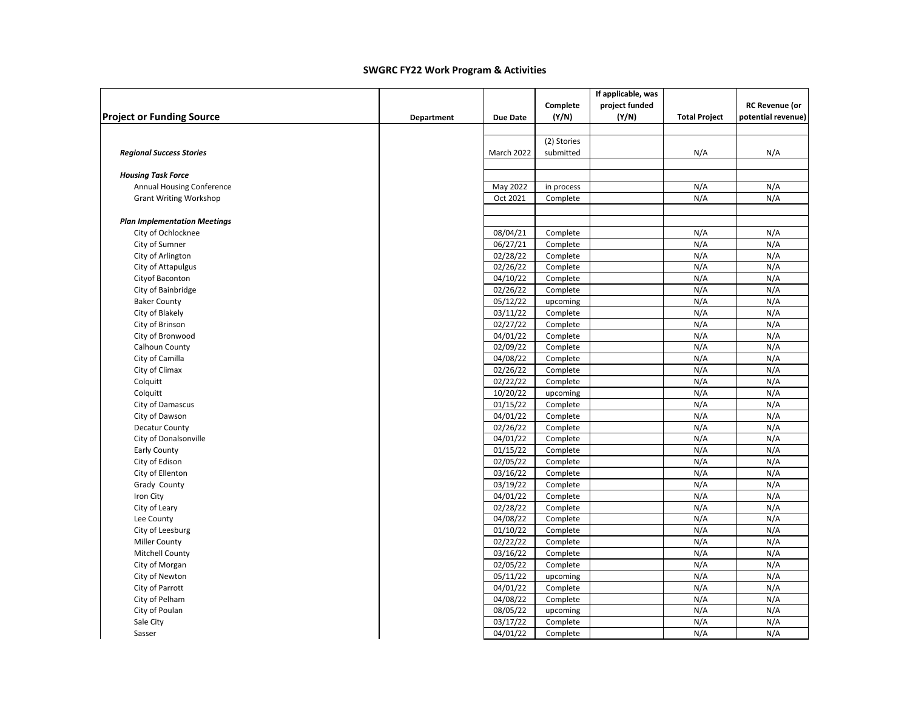## SWGRC FY22 Work Program & Activities

| Project or Funding Source | Department | Due Date | Complete (Y/N) | If applicable, was project funded (Y/N) | Total Project | RC Revenue (or potential revenue) |
|---|---|---|---|---|---|---|
| | | | | | | |
| ***Regional Success Stories*** | | March 2022 | (2) Stories submitted | | N/A | N/A |
| | | | | | | |
| ***Housing Task Force*** | | | | | | |
| Annual Housing Conference | | May 2022 | in process | | N/A | N/A |
| Grant Writing Workshop | | Oct 2021 | Complete | | N/A | N/A |
| | | | | | | |
| ***Plan Implementation Meetings*** | | | | | | |
| City of Ochlocknee | | 08/04/21 | Complete | | N/A | N/A |
| City of Sumner | | 06/27/21 | Complete | | N/A | N/A |
| City of Arlington | | 02/28/22 | Complete | | N/A | N/A |
| City of Attapulgus | | 02/26/22 | Complete | | N/A | N/A |
| Cityof Baconton | | 04/10/22 | Complete | | N/A | N/A |
| City of Bainbridge | | 02/26/22 | Complete | | N/A | N/A |
| Baker County | | 05/12/22 | upcoming | | N/A | N/A |
| City of Blakely | | 03/11/22 | Complete | | N/A | N/A |
| City of Brinson | | 02/27/22 | Complete | | N/A | N/A |
| City of Bronwood | | 04/01/22 | Complete | | N/A | N/A |
| Calhoun County | | 02/09/22 | Complete | | N/A | N/A |
| City of Camilla | | 04/08/22 | Complete | | N/A | N/A |
| City of Climax | | 02/26/22 | Complete | | N/A | N/A |
| Colquitt | | 02/22/22 | Complete | | N/A | N/A |
| Colquitt | | 10/20/22 | upcoming | | N/A | N/A |
| City of Damascus | | 01/15/22 | Complete | | N/A | N/A |
| City of Dawson | | 04/01/22 | Complete | | N/A | N/A |
| Decatur County | | 02/26/22 | Complete | | N/A | N/A |
| City of Donalsonville | | 04/01/22 | Complete | | N/A | N/A |
| Early County | | 01/15/22 | Complete | | N/A | N/A |
| City of Edison | | 02/05/22 | Complete | | N/A | N/A |
| City of Ellenton | | 03/16/22 | Complete | | N/A | N/A |
| Grady County | | 03/19/22 | Complete | | N/A | N/A |
| Iron City | | 04/01/22 | Complete | | N/A | N/A |
| City of Leary | | 02/28/22 | Complete | | N/A | N/A |
| Lee County | | 04/08/22 | Complete | | N/A | N/A |
| City of Leesburg | | 01/10/22 | Complete | | N/A | N/A |
| Miller County | | 02/22/22 | Complete | | N/A | N/A |
| Mitchell County | | 03/16/22 | Complete | | N/A | N/A |
| City of Morgan | | 02/05/22 | Complete | | N/A | N/A |
| City of Newton | | 05/11/22 | upcoming | | N/A | N/A |
| City of Parrott | | 04/01/22 | Complete | | N/A | N/A |
| City of Pelham | | 04/08/22 | Complete | | N/A | N/A |
| City of Poulan | | 08/05/22 | upcoming | | N/A | N/A |
| Sale City | | 03/17/22 | Complete | | N/A | N/A |
| Sasser | | 04/01/22 | Complete | | N/A | N/A |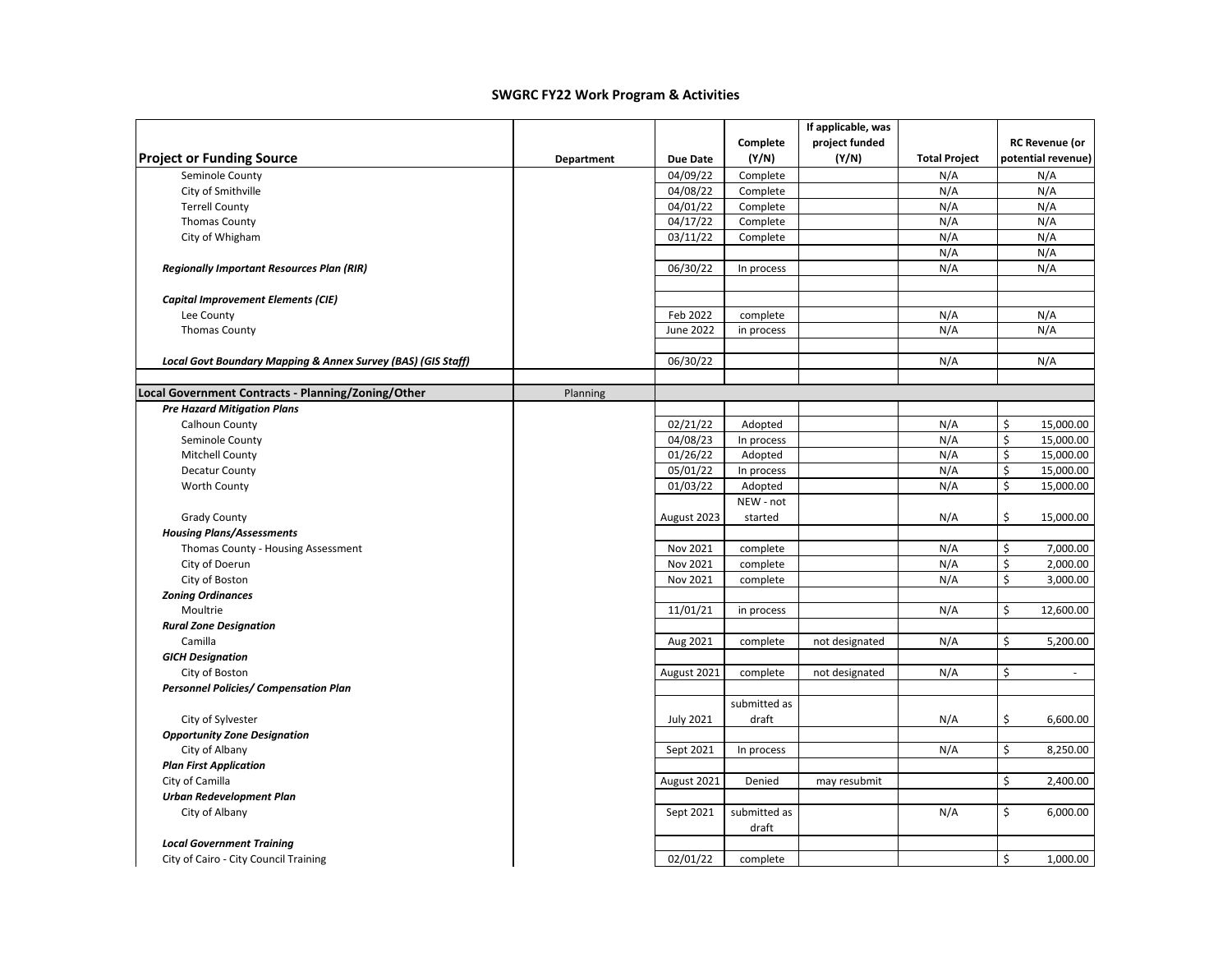## SWGRC FY22 Work Program & Activities

| Project or Funding Source | Department | Due Date | Complete (Y/N) | If applicable, was project funded (Y/N) | Total Project | RC Revenue (or potential revenue) |
|---|---|---|---|---|---|---|
| Seminole County | | 04/09/22 | Complete | | N/A | N/A |
| City of Smithville | | 04/08/22 | Complete | | N/A | N/A |
| Terrell County | | 04/01/22 | Complete | | N/A | N/A |
| Thomas County | | 04/17/22 | Complete | | N/A | N/A |
| City of Whigham | | 03/11/22 | Complete | | N/A | N/A |
| | | | | | N/A | N/A |
| ***Regionally Important Resources Plan (RIR)*** | | 06/30/22 | In process | | N/A | N/A |
| | | | | | | |
| ***Capital Improvement Elements (CIE)*** | | | | | | |
| Lee County | | Feb 2022 | complete | | N/A | N/A |
| Thomas County | | June 2022 | in process | | N/A | N/A |
| | | | | | | |
| ***Local Govt Boundary Mapping & Annex Survey (BAS) (GIS Staff)*** | | 06/30/22 | | | N/A | N/A |
| | | | | | | |
| **Local Government Contracts - Planning/Zoning/Other** | Planning | | | | | |
| ***Pre Hazard Mitigation Plans*** | | | | | | |
| Calhoun County | | 02/21/22 | Adopted | | N/A | $ 15,000.00 |
| Seminole County | | 04/08/23 | In process | | N/A | $ 15,000.00 |
| Mitchell County | | 01/26/22 | Adopted | | N/A | $ 15,000.00 |
| Decatur County | | 05/01/22 | In process | | N/A | $ 15,000.00 |
| Worth County | | 01/03/22 | Adopted | | N/A | $ 15,000.00 |
| Grady County | | August 2023 | NEW - not started | | N/A | $ 15,000.00 |
| ***Housing Plans/Assessments*** | | | | | | |
| Thomas County - Housing Assessment | | Nov 2021 | complete | | N/A | $ 7,000.00 |
| City of Doerun | | Nov 2021 | complete | | N/A | $ 2,000.00 |
| City of Boston | | Nov 2021 | complete | | N/A | $ 3,000.00 |
| ***Zoning Ordinances*** | | | | | | |
| Moultrie | | 11/01/21 | in process | | N/A | $ 12,600.00 |
| ***Rural Zone Designation*** | | | | | | |
| Camilla | | Aug 2021 | complete | not designated | N/A | $ 5,200.00 |
| ***GICH Designation*** | | | | | | |
| City of Boston | | August 2021 | complete | not designated | N/A | $ - |
| ***Personnel Policies/ Compensation Plan*** | | | | | | |
| City of Sylvester | | July 2021 | submitted as draft | | N/A | $ 6,600.00 |
| ***Opportunity Zone Designation*** | | | | | | |
| City of Albany | | Sept 2021 | In process | | N/A | $ 8,250.00 |
| ***Plan First Application*** | | | | | | |
| City of Camilla | | August 2021 | Denied | may resubmit | | $ 2,400.00 |
| ***Urban Redevelopment Plan*** | | | | | | |
| City of Albany | | Sept 2021 | submitted as draft | | N/A | $ 6,000.00 |
| ***Local Government Training*** | | | | | | |
| City of Cairo - City Council Training | | 02/01/22 | complete | | | $ 1,000.00 |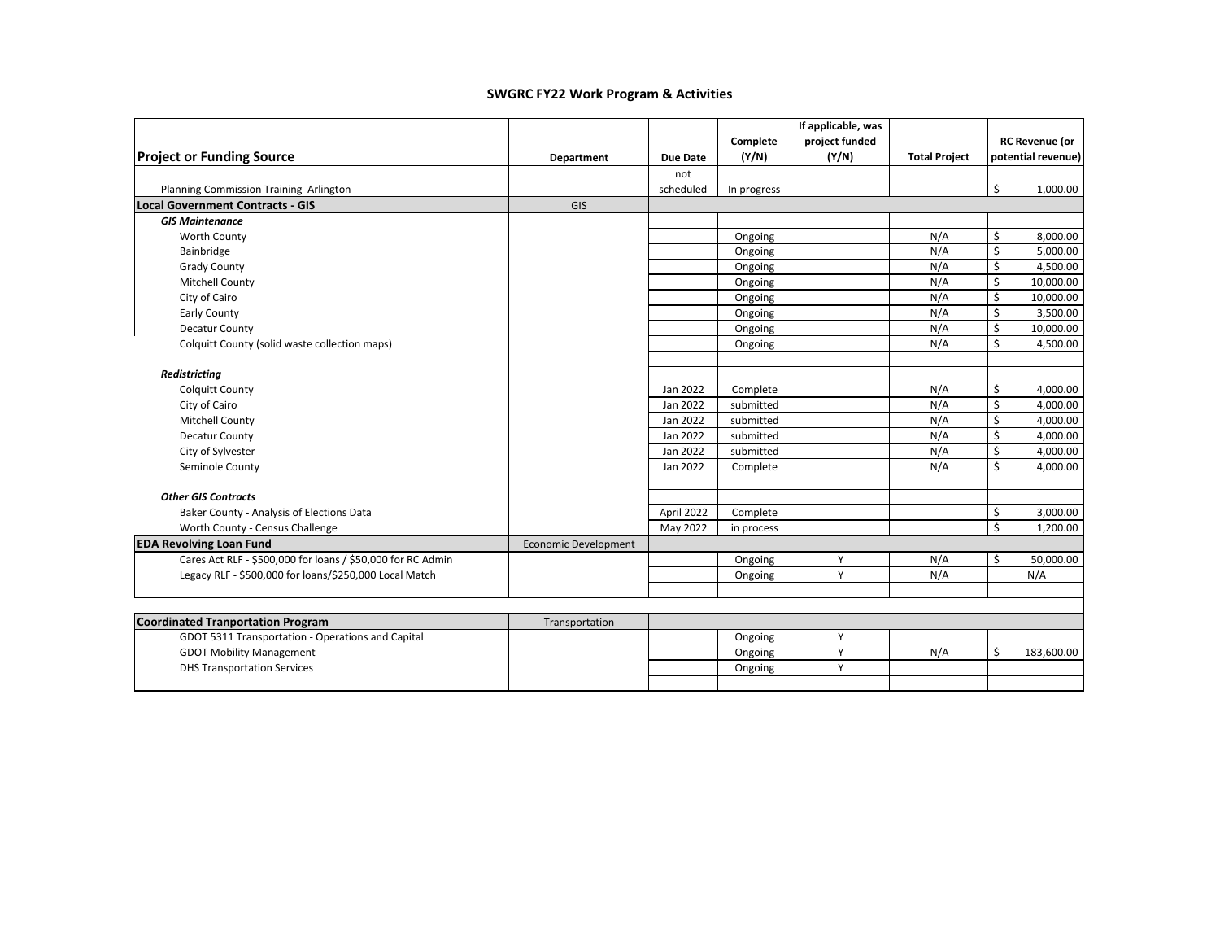## SWGRC FY22 Work Program & Activities

| Project or Funding Source | Department | Due Date | Complete (Y/N) | If applicable, was project funded (Y/N) | Total Project | RC Revenue (or potential revenue) |
|---|---|---|---|---|---|---|
| Planning Commission Training Arlington | | not scheduled | In progress | | | $ 1,000.00 |
| **Local Government Contracts - GIS** | GIS | | | | | |
| ***GIS Maintenance*** | | | | | | |
| Worth County | | | Ongoing | | N/A | $ 8,000.00 |
| Bainbridge | | | Ongoing | | N/A | $ 5,000.00 |
| Grady County | | | Ongoing | | N/A | $ 4,500.00 |
| Mitchell County | | | Ongoing | | N/A | $ 10,000.00 |
| City of Cairo | | | Ongoing | | N/A | $ 10,000.00 |
| Early County | | | Ongoing | | N/A | $ 3,500.00 |
| Decatur County | | | Ongoing | | N/A | $ 10,000.00 |
| Colquitt County (solid waste collection maps) | | | Ongoing | | N/A | $ 4,500.00 |
| ***Redistricting*** | | | | | | |
| Colquitt County | | Jan 2022 | Complete | | N/A | $ 4,000.00 |
| City of Cairo | | Jan 2022 | submitted | | N/A | $ 4,000.00 |
| Mitchell County | | Jan 2022 | submitted | | N/A | $ 4,000.00 |
| Decatur County | | Jan 2022 | submitted | | N/A | $ 4,000.00 |
| City of Sylvester | | Jan 2022 | submitted | | N/A | $ 4,000.00 |
| Seminole County | | Jan 2022 | Complete | | N/A | $ 4,000.00 |
| ***Other GIS Contracts*** | | | | | | |
| Baker County - Analysis of Elections Data | | April 2022 | Complete | | | $ 3,000.00 |
| Worth County - Census Challenge | | May 2022 | in process | | | $ 1,200.00 |
| **EDA Revolving Loan Fund** | Economic Development | | | | | |
| Cares Act RLF - $500,000 for loans / $50,000 for RC Admin | | | Ongoing | Y | N/A | $ 50,000.00 |
| Legacy RLF - $500,000 for loans/$250,000 Local Match | | | Ongoing | Y | N/A | N/A |
| **Coordinated Tranportation Program** | Transportation | | | | | |
| GDOT 5311 Transportation - Operations and Capital | | | Ongoing | Y | | |
| GDOT Mobility Management | | | Ongoing | Y | N/A | $ 183,600.00 |
| DHS Transportation Services | | | Ongoing | Y | | |